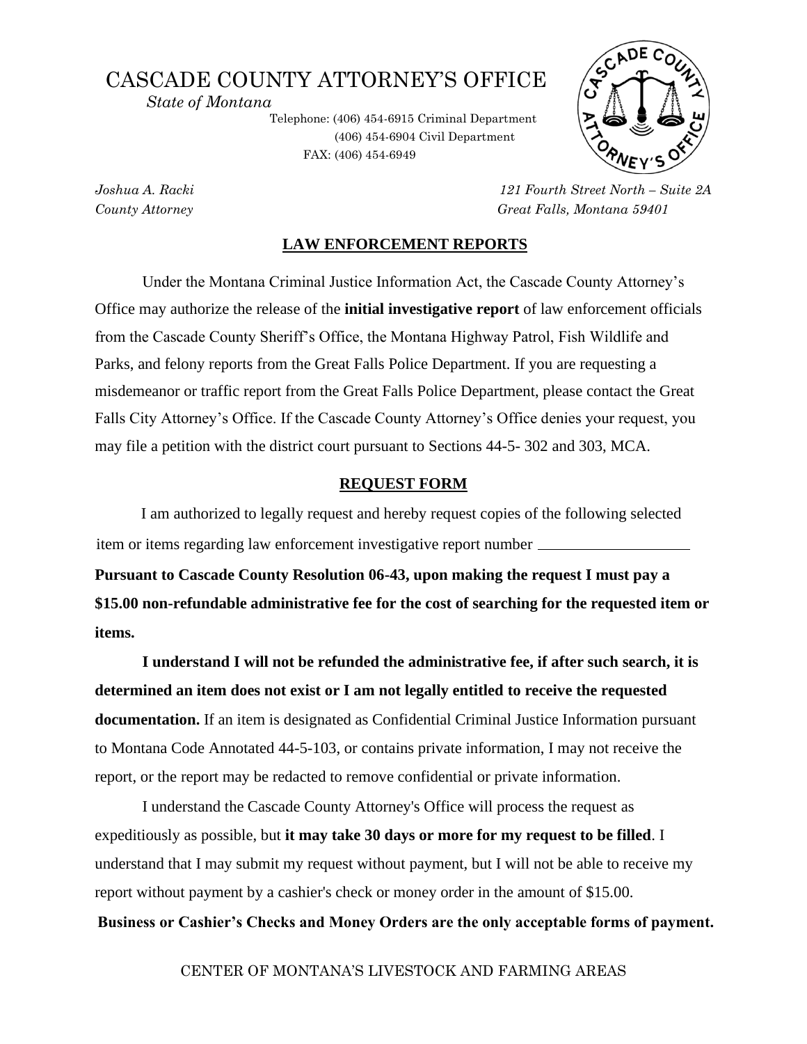# CASCADE COUNTY ATTORNEY'S OFFICE

*State of Montana*

Telephone: (406) 454-6915 Criminal Department
(406) 454-6904 Civil Department
FAX: (406) 454-6949

*Joshua A. Racki*
*County Attorney*

*121 Fourth Street North – Suite 2A*
*Great Falls, Montana 59401*

## LAW ENFORCEMENT REPORTS

Under the Montana Criminal Justice Information Act, the Cascade County Attorney's Office may authorize the release of the **initial investigative report** of law enforcement officials from the Cascade County Sheriff's Office, the Montana Highway Patrol, Fish Wildlife and Parks, and felony reports from the Great Falls Police Department. If you are requesting a misdemeanor or traffic report from the Great Falls Police Department, please contact the Great Falls City Attorney's Office. If the Cascade County Attorney's Office denies your request, you may file a petition with the district court pursuant to Sections 44-5- 302 and 303, MCA.

## REQUEST FORM

I am authorized to legally request and hereby request copies of the following selected item or items regarding law enforcement investigative report number ____________________

**Pursuant to Cascade County Resolution 06-43, upon making the request I must pay a $15.00 non-refundable administrative fee for the cost of searching for the requested item or items.**

**I understand I will not be refunded the administrative fee, if after such search, it is determined an item does not exist or I am not legally entitled to receive the requested documentation.** If an item is designated as Confidential Criminal Justice Information pursuant to Montana Code Annotated 44-5-103, or contains private information, I may not receive the report, or the report may be redacted to remove confidential or private information.

I understand the Cascade County Attorney's Office will process the request as expeditiously as possible, but **it may take 30 days or more for my request to be filled**. I understand that I may submit my request without payment, but I will not be able to receive my report without payment by a cashier's check or money order in the amount of $15.00.

**Business or Cashier's Checks and Money Orders are the only acceptable forms of payment.**

CENTER OF MONTANA'S LIVESTOCK AND FARMING AREAS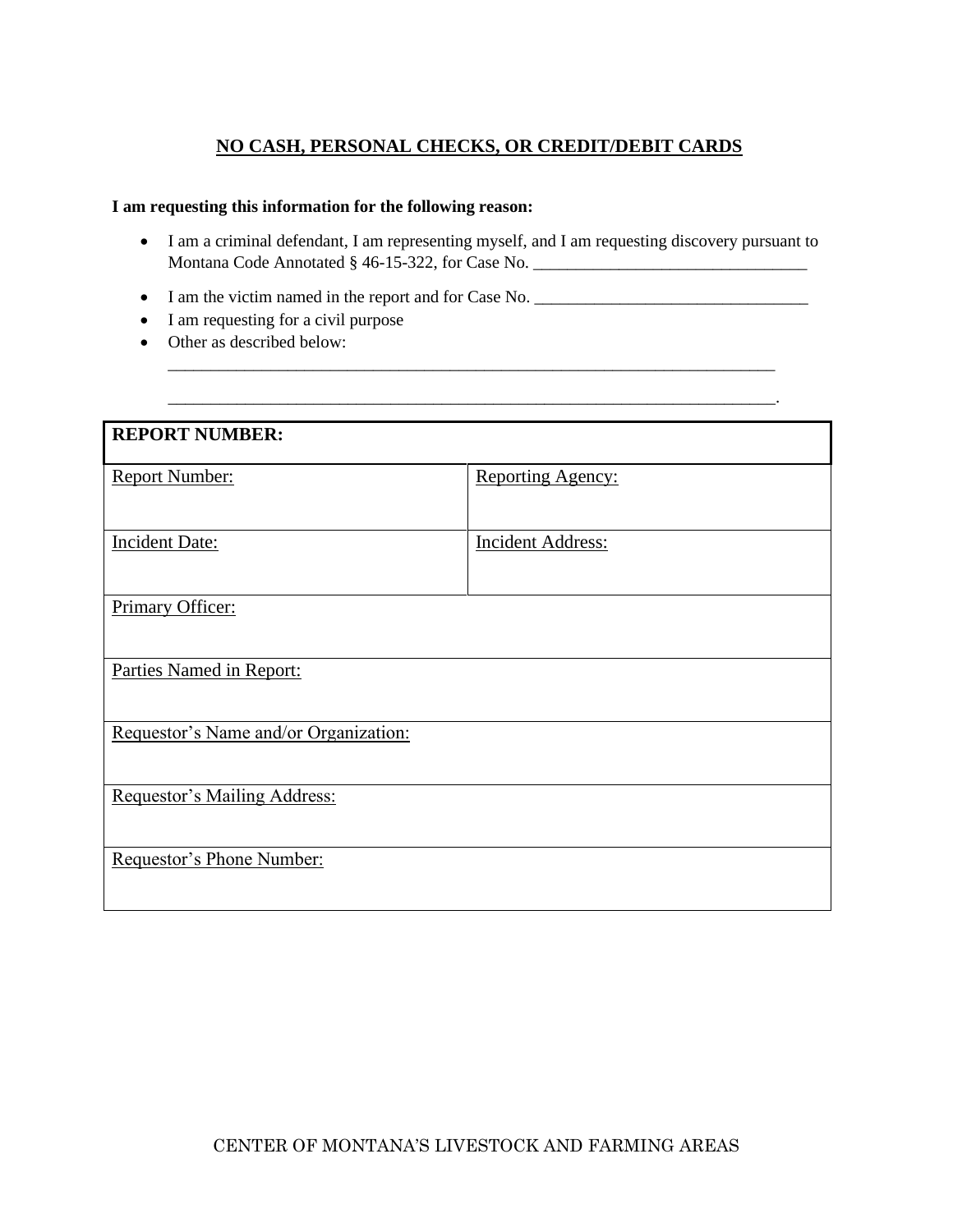**NO CASH, PERSONAL CHECKS, OR CREDIT/DEBIT CARDS**

**I am requesting this information for the following reason:**

- I am a criminal defendant, I am representing myself, and I am requesting discovery pursuant to Montana Code Annotated § 46-15-322, for Case No. ________________________________
- I am the victim named in the report and for Case No. ________________________________
- I am requesting for a civil purpose
- Other as described below:
  ________________________________________________________________________
  ________________________________________________________________________.

| **REPORT NUMBER:** | |
|---|---|
| Report Number: | Reporting Agency: |
| Incident Date: | Incident Address: |
| Primary Officer: | |
| Parties Named in Report: | |
| Requestor's Name and/or Organization: | |
| Requestor's Mailing Address: | |
| Requestor's Phone Number: | |

CENTER OF MONTANA'S LIVESTOCK AND FARMING AREAS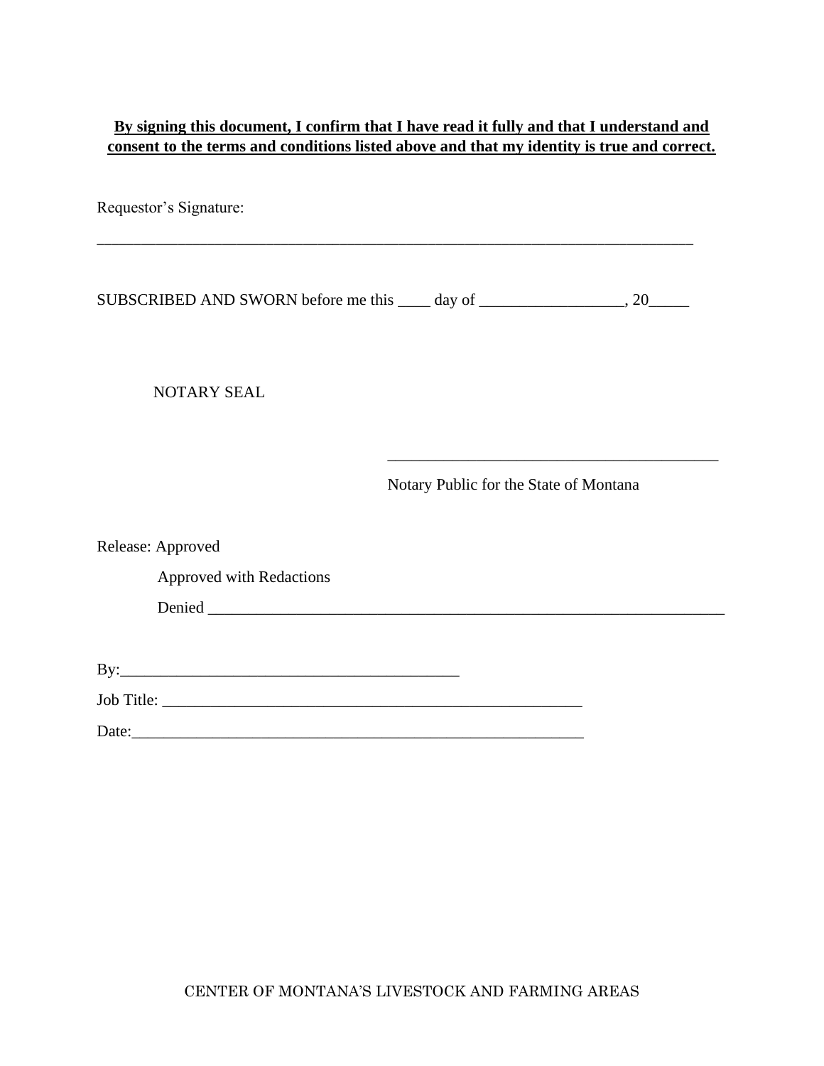**By signing this document, I confirm that I have read it fully and that I understand and consent to the terms and conditions listed above and that my identity is true and correct.**

Requestor's Signature:

_____________________________________________________________________________

SUBSCRIBED AND SWORN before me this ____ day of __________________, 20_____

NOTARY SEAL

__________________________________________

Notary Public for the State of Montana

Release: Approved

Approved with Redactions

Denied _________________________________________________________________

By:___________________________________________

Job Title: _____________________________________________________

Date:_________________________________________________________

CENTER OF MONTANA'S LIVESTOCK AND FARMING AREAS